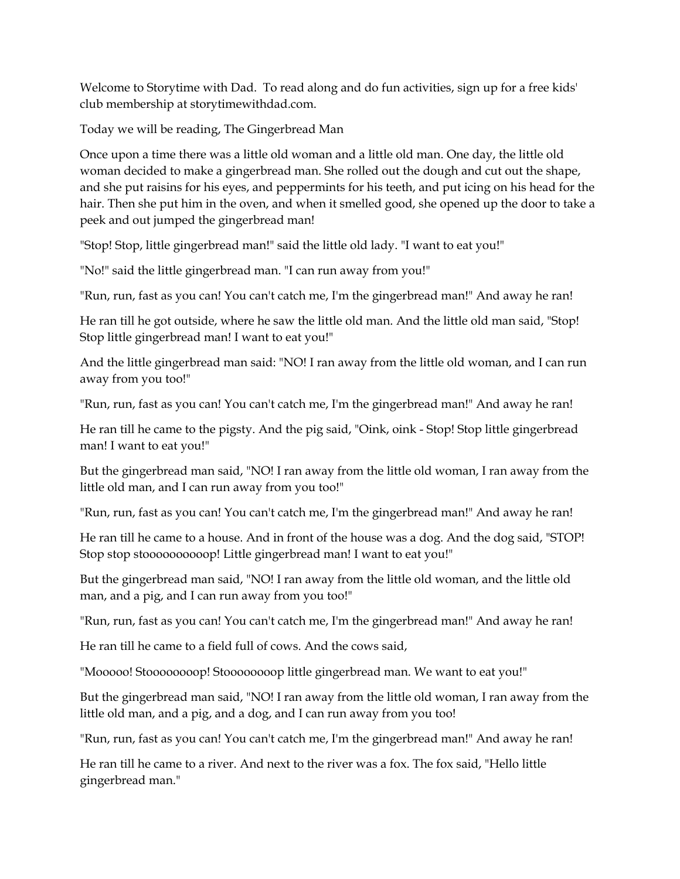Welcome to Storytime with Dad.  To read along and do fun activities, sign up for a free kids' club membership at storytimewithdad.com.

Today we will be reading, The Gingerbread Man

Once upon a time there was a little old woman and a little old man. One day, the little old woman decided to make a gingerbread man. She rolled out the dough and cut out the shape, and she put raisins for his eyes, and peppermints for his teeth, and put icing on his head for the hair. Then she put him in the oven, and when it smelled good, she opened up the door to take a peek and out jumped the gingerbread man!

"Stop! Stop, little gingerbread man!" said the little old lady. "I want to eat you!"

"No!" said the little gingerbread man. "I can run away from you!"

"Run, run, fast as you can! You can't catch me, I'm the gingerbread man!" And away he ran!

He ran till he got outside, where he saw the little old man. And the little old man said, "Stop! Stop little gingerbread man! I want to eat you!"

And the little gingerbread man said: "NO! I ran away from the little old woman, and I can run away from you too!"

"Run, run, fast as you can! You can't catch me, I'm the gingerbread man!" And away he ran!

He ran till he came to the pigsty. And the pig said, "Oink, oink - Stop! Stop little gingerbread man! I want to eat you!"

But the gingerbread man said, "NO! I ran away from the little old woman, I ran away from the little old man, and I can run away from you too!"

"Run, run, fast as you can! You can't catch me, I'm the gingerbread man!" And away he ran!

He ran till he came to a house. And in front of the house was a dog. And the dog said, "STOP! Stop stop stoooooooooop! Little gingerbread man! I want to eat you!"

But the gingerbread man said, "NO! I ran away from the little old woman, and the little old man, and a pig, and I can run away from you too!"

"Run, run, fast as you can! You can't catch me, I'm the gingerbread man!" And away he ran!

He ran till he came to a field full of cows. And the cows said,

"Mooooo! Stoooooooop! Stoooooooop little gingerbread man. We want to eat you!"

But the gingerbread man said, "NO! I ran away from the little old woman, I ran away from the little old man, and a pig, and a dog, and I can run away from you too!

"Run, run, fast as you can! You can't catch me, I'm the gingerbread man!" And away he ran!

He ran till he came to a river. And next to the river was a fox. The fox said, "Hello little gingerbread man."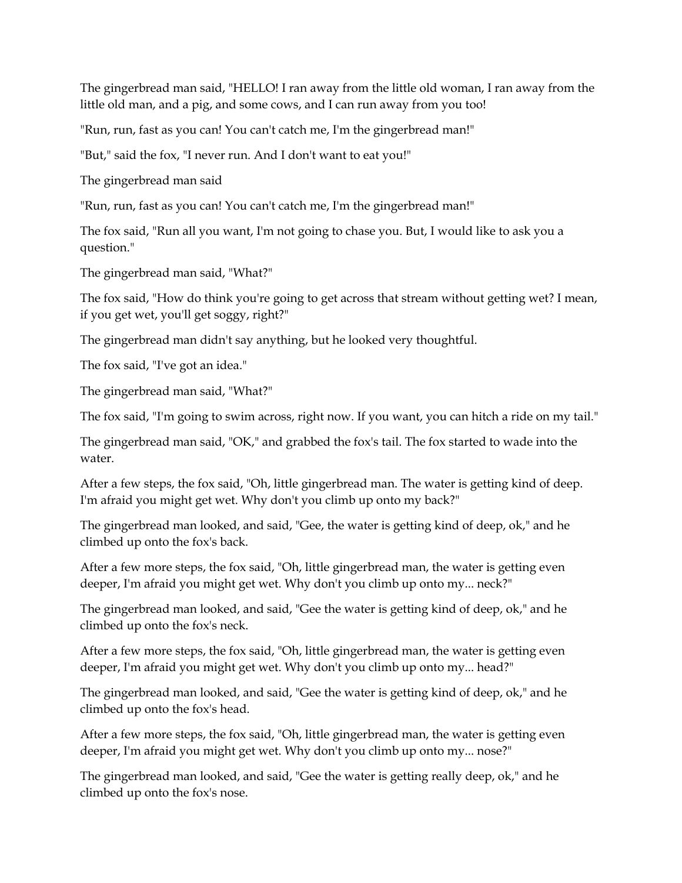The gingerbread man said, "HELLO! I ran away from the little old woman, I ran away from the little old man, and a pig, and some cows, and I can run away from you too!

"Run, run, fast as you can! You can't catch me, I'm the gingerbread man!"

"But," said the fox, "I never run. And I don't want to eat you!"

The gingerbread man said

"Run, run, fast as you can! You can't catch me, I'm the gingerbread man!"

The fox said, "Run all you want, I'm not going to chase you. But, I would like to ask you a question."

The gingerbread man said, "What?"

The fox said, "How do think you're going to get across that stream without getting wet? I mean, if you get wet, you'll get soggy, right?"

The gingerbread man didn't say anything, but he looked very thoughtful.

The fox said, "I've got an idea."

The gingerbread man said, "What?"

The fox said, "I'm going to swim across, right now. If you want, you can hitch a ride on my tail."

The gingerbread man said, "OK," and grabbed the fox's tail. The fox started to wade into the water.

After a few steps, the fox said, "Oh, little gingerbread man. The water is getting kind of deep. I'm afraid you might get wet. Why don't you climb up onto my back?"

The gingerbread man looked, and said, "Gee, the water is getting kind of deep, ok," and he climbed up onto the fox's back.

After a few more steps, the fox said, "Oh, little gingerbread man, the water is getting even deeper, I'm afraid you might get wet. Why don't you climb up onto my... neck?"

The gingerbread man looked, and said, "Gee the water is getting kind of deep, ok," and he climbed up onto the fox's neck.

After a few more steps, the fox said, "Oh, little gingerbread man, the water is getting even deeper, I'm afraid you might get wet. Why don't you climb up onto my... head?"

The gingerbread man looked, and said, "Gee the water is getting kind of deep, ok," and he climbed up onto the fox's head.

After a few more steps, the fox said, "Oh, little gingerbread man, the water is getting even deeper, I'm afraid you might get wet. Why don't you climb up onto my... nose?"

The gingerbread man looked, and said, "Gee the water is getting really deep, ok," and he climbed up onto the fox's nose.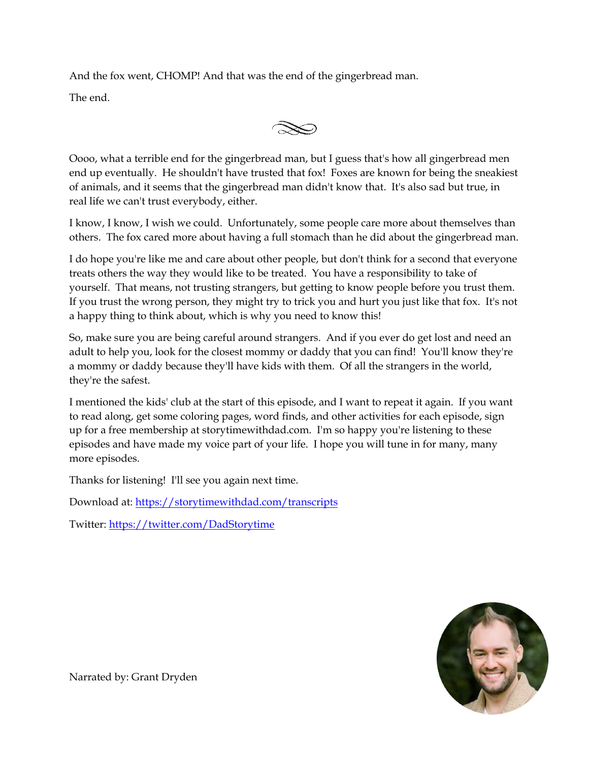And the fox went, CHOMP! And that was the end of the gingerbread man.

The end.

Oooo, what a terrible end for the gingerbread man, but I guess that's how all gingerbread men end up eventually. He shouldn't have trusted that fox! Foxes are known for being the sneakiest of animals, and it seems that the gingerbread man didn't know that. It's also sad but true, in real life we can't trust everybody, either.

I know, I know, I wish we could. Unfortunately, some people care more about themselves than others. The fox cared more about having a full stomach than he did about the gingerbread man.

I do hope you're like me and care about other people, but don't think for a second that everyone treats others the way they would like to be treated. You have a responsibility to take of yourself. That means, not trusting strangers, but getting to know people before you trust them. If you trust the wrong person, they might try to trick you and hurt you just like that fox. It's not a happy thing to think about, which is why you need to know this!

So, make sure you are being careful around strangers. And if you ever do get lost and need an adult to help you, look for the closest mommy or daddy that you can find! You'll know they're a mommy or daddy because they'll have kids with them. Of all the strangers in the world, they're the safest.

I mentioned the kids' club at the start of this episode, and I want to repeat it again. If you want to read along, get some coloring pages, word finds, and other activities for each episode, sign up for a free membership at storytimewithdad.com. I'm so happy you're listening to these episodes and have made my voice part of your life. I hope you will tune in for many, many more episodes.

Thanks for listening! I'll see you again next time.

Download at: [https://storytimewithdad.com/transcripts](https://storytimewithdad.com/transcripts)

Twitter: [https://twitter.com/DadStorytime](https://twitter.com/DadStorytime)

Narrated by: Grant Dryden